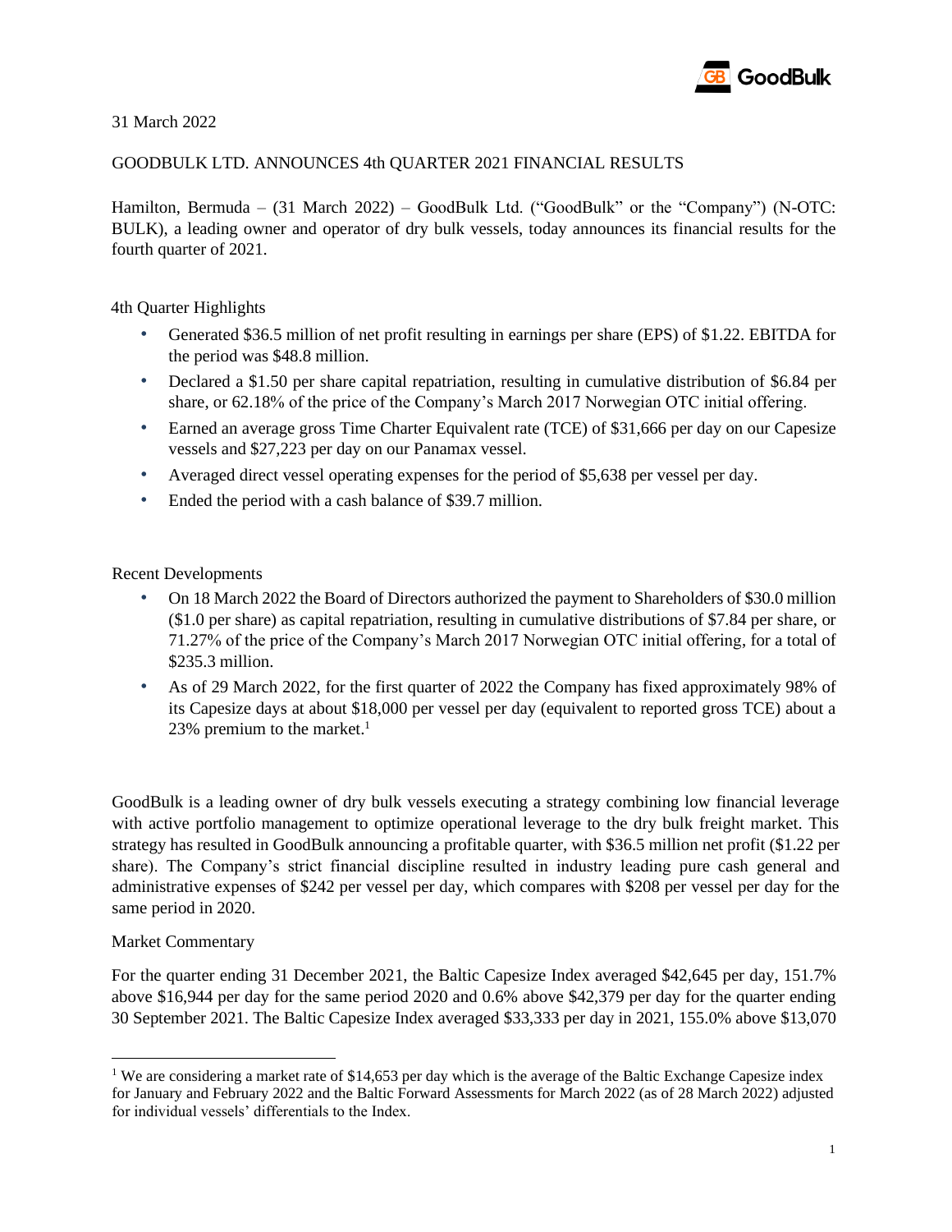31 March 2022

GOODBULK LTD. ANNOUNCES 4th QUARTER 2021 FINANCIAL RESULTS

Hamilton, Bermuda – (31 March 2022) – GoodBulk Ltd. ("GoodBulk" or the "Company") (N-OTC: BULK), a leading owner and operator of dry bulk vessels, today announces its financial results for the fourth quarter of 2021.

4th Quarter Highlights

- Generated $36.5 million of net profit resulting in earnings per share (EPS) of $1.22. EBITDA for the period was $48.8 million.
- Declared a $1.50 per share capital repatriation, resulting in cumulative distribution of $6.84 per share, or 62.18% of the price of the Company's March 2017 Norwegian OTC initial offering.
- Earned an average gross Time Charter Equivalent rate (TCE) of $31,666 per day on our Capesize vessels and $27,223 per day on our Panamax vessel.
- Averaged direct vessel operating expenses for the period of $5,638 per vessel per day.
- Ended the period with a cash balance of $39.7 million.

Recent Developments

- On 18 March 2022 the Board of Directors authorized the payment to Shareholders of $30.0 million ($1.0 per share) as capital repatriation, resulting in cumulative distributions of $7.84 per share, or 71.27% of the price of the Company's March 2017 Norwegian OTC initial offering, for a total of $235.3 million.
- As of 29 March 2022, for the first quarter of 2022 the Company has fixed approximately 98% of its Capesize days at about $18,000 per vessel per day (equivalent to reported gross TCE) about a 23% premium to the market.[1]

GoodBulk is a leading owner of dry bulk vessels executing a strategy combining low financial leverage with active portfolio management to optimize operational leverage to the dry bulk freight market. This strategy has resulted in GoodBulk announcing a profitable quarter, with $36.5 million net profit ($1.22 per share). The Company's strict financial discipline resulted in industry leading pure cash general and administrative expenses of $242 per vessel per day, which compares with $208 per vessel per day for the same period in 2020.

Market Commentary

For the quarter ending 31 December 2021, the Baltic Capesize Index averaged $42,645 per day, 151.7% above $16,944 per day for the same period 2020 and 0.6% above $42,379 per day for the quarter ending 30 September 2021. The Baltic Capesize Index averaged $33,333 per day in 2021, 155.0% above $13,070

[1] We are considering a market rate of $14,653 per day which is the average of the Baltic Exchange Capesize index for January and February 2022 and the Baltic Forward Assessments for March 2022 (as of 28 March 2022) adjusted for individual vessels' differentials to the Index.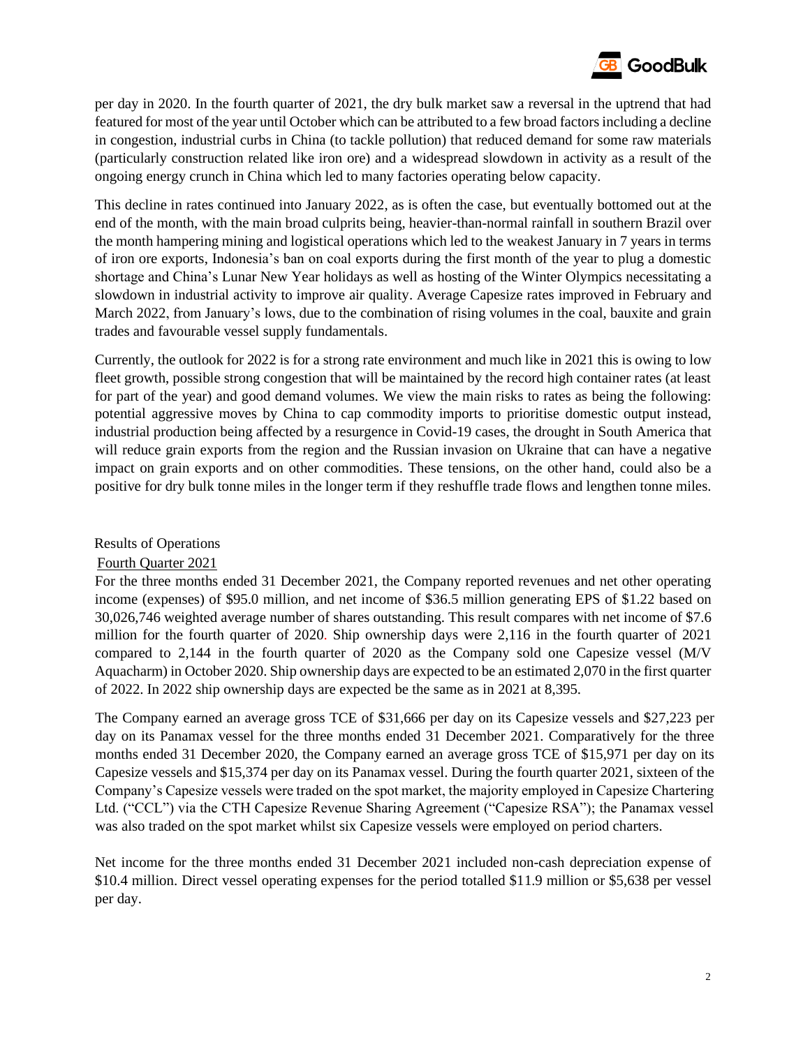per day in 2020. In the fourth quarter of 2021, the dry bulk market saw a reversal in the uptrend that had featured for most of the year until October which can be attributed to a few broad factors including a decline in congestion, industrial curbs in China (to tackle pollution) that reduced demand for some raw materials (particularly construction related like iron ore) and a widespread slowdown in activity as a result of the ongoing energy crunch in China which led to many factories operating below capacity.

This decline in rates continued into January 2022, as is often the case, but eventually bottomed out at the end of the month, with the main broad culprits being, heavier-than-normal rainfall in southern Brazil over the month hampering mining and logistical operations which led to the weakest January in 7 years in terms of iron ore exports, Indonesia's ban on coal exports during the first month of the year to plug a domestic shortage and China's Lunar New Year holidays as well as hosting of the Winter Olympics necessitating a slowdown in industrial activity to improve air quality. Average Capesize rates improved in February and March 2022, from January's lows, due to the combination of rising volumes in the coal, bauxite and grain trades and favourable vessel supply fundamentals.

Currently, the outlook for 2022 is for a strong rate environment and much like in 2021 this is owing to low fleet growth, possible strong congestion that will be maintained by the record high container rates (at least for part of the year) and good demand volumes. We view the main risks to rates as being the following: potential aggressive moves by China to cap commodity imports to prioritise domestic output instead, industrial production being affected by a resurgence in Covid-19 cases, the drought in South America that will reduce grain exports from the region and the Russian invasion on Ukraine that can have a negative impact on grain exports and on other commodities. These tensions, on the other hand, could also be a positive for dry bulk tonne miles in the longer term if they reshuffle trade flows and lengthen tonne miles.

## Results of Operations

### Fourth Quarter 2021

For the three months ended 31 December 2021, the Company reported revenues and net other operating income (expenses) of \$95.0 million, and net income of \$36.5 million generating EPS of \$1.22 based on 30,026,746 weighted average number of shares outstanding. This result compares with net income of \$7.6 million for the fourth quarter of 2020. Ship ownership days were 2,116 in the fourth quarter of 2021 compared to 2,144 in the fourth quarter of 2020 as the Company sold one Capesize vessel (M/V Aquacharm) in October 2020. Ship ownership days are expected to be an estimated 2,070 in the first quarter of 2022. In 2022 ship ownership days are expected be the same as in 2021 at 8,395.

The Company earned an average gross TCE of \$31,666 per day on its Capesize vessels and \$27,223 per day on its Panamax vessel for the three months ended 31 December 2021. Comparatively for the three months ended 31 December 2020, the Company earned an average gross TCE of \$15,971 per day on its Capesize vessels and \$15,374 per day on its Panamax vessel. During the fourth quarter 2021, sixteen of the Company's Capesize vessels were traded on the spot market, the majority employed in Capesize Chartering Ltd. ("CCL") via the CTH Capesize Revenue Sharing Agreement ("Capesize RSA"); the Panamax vessel was also traded on the spot market whilst six Capesize vessels were employed on period charters.

Net income for the three months ended 31 December 2021 included non-cash depreciation expense of \$10.4 million. Direct vessel operating expenses for the period totalled \$11.9 million or \$5,638 per vessel per day.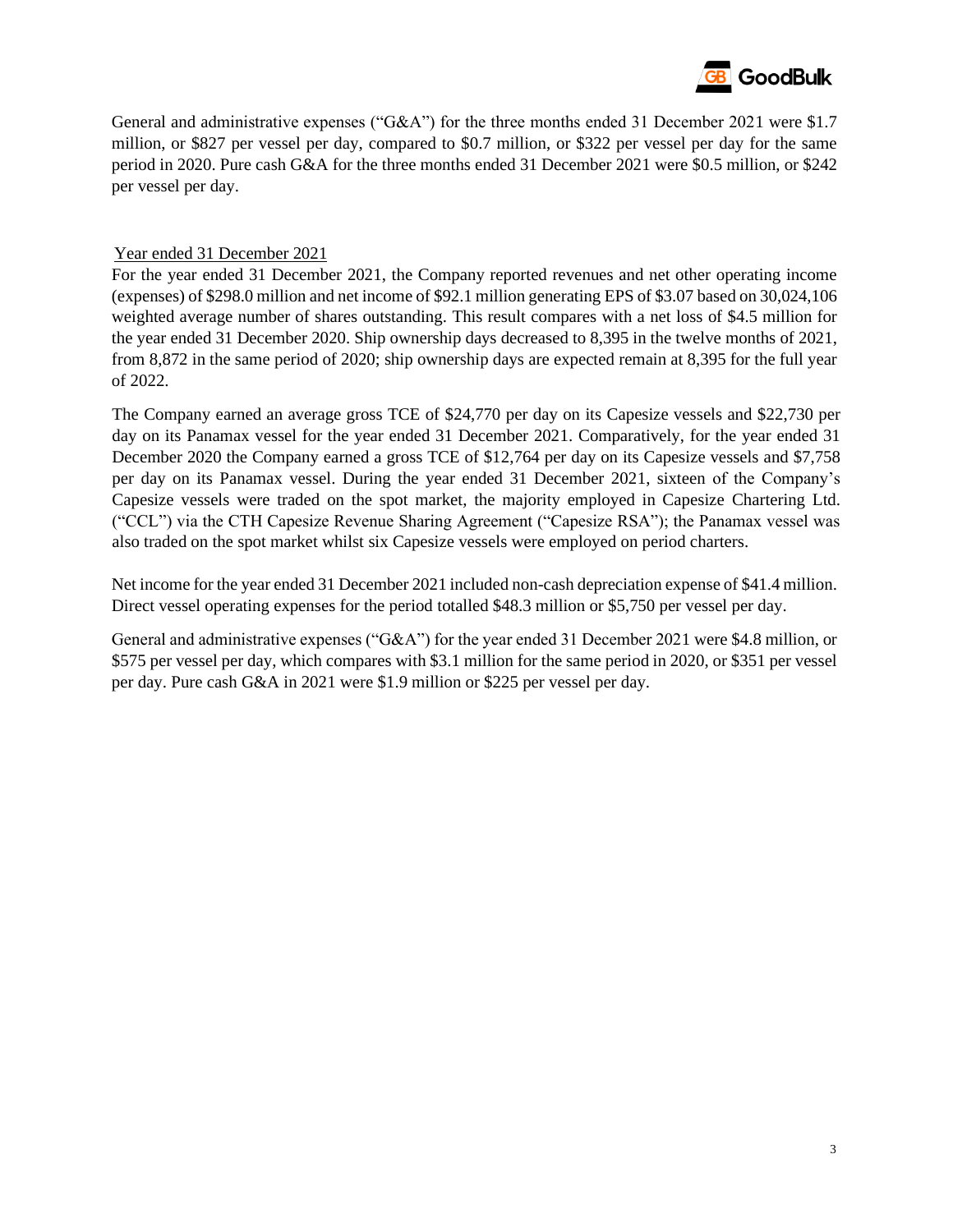General and administrative expenses ("G&A") for the three months ended 31 December 2021 were $1.7 million, or $827 per vessel per day, compared to $0.7 million, or $322 per vessel per day for the same period in 2020. Pure cash G&A for the three months ended 31 December 2021 were $0.5 million, or $242 per vessel per day.

## Year ended 31 December 2021

For the year ended 31 December 2021, the Company reported revenues and net other operating income (expenses) of $298.0 million and net income of $92.1 million generating EPS of $3.07 based on 30,024,106 weighted average number of shares outstanding. This result compares with a net loss of $4.5 million for the year ended 31 December 2020. Ship ownership days decreased to 8,395 in the twelve months of 2021, from 8,872 in the same period of 2020; ship ownership days are expected remain at 8,395 for the full year of 2022.

The Company earned an average gross TCE of $24,770 per day on its Capesize vessels and $22,730 per day on its Panamax vessel for the year ended 31 December 2021. Comparatively, for the year ended 31 December 2020 the Company earned a gross TCE of $12,764 per day on its Capesize vessels and $7,758 per day on its Panamax vessel. During the year ended 31 December 2021, sixteen of the Company's Capesize vessels were traded on the spot market, the majority employed in Capesize Chartering Ltd. ("CCL") via the CTH Capesize Revenue Sharing Agreement ("Capesize RSA"); the Panamax vessel was also traded on the spot market whilst six Capesize vessels were employed on period charters.

Net income for the year ended 31 December 2021 included non-cash depreciation expense of $41.4 million. Direct vessel operating expenses for the period totalled $48.3 million or $5,750 per vessel per day.

General and administrative expenses ("G&A") for the year ended 31 December 2021 were $4.8 million, or $575 per vessel per day, which compares with $3.1 million for the same period in 2020, or $351 per vessel per day. Pure cash G&A in 2021 were $1.9 million or $225 per vessel per day.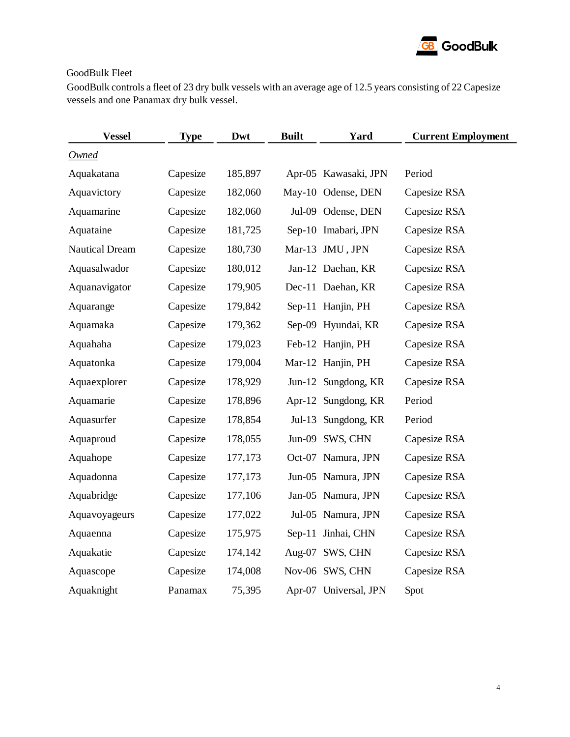GoodBulk Fleet

GoodBulk controls a fleet of 23 dry bulk vessels with an average age of 12.5 years consisting of 22 Capesize vessels and one Panamax dry bulk vessel.

| Vessel | Type | Dwt | Built | Yard | Current Employment |
|---|---|---|---|---|---|
| *Owned* | | | | | |
| Aquakatana | Capesize | 185,897 | Apr-05 | Kawasaki, JPN | Period |
| Aquavictory | Capesize | 182,060 | May-10 | Odense, DEN | Capesize RSA |
| Aquamarine | Capesize | 182,060 | Jul-09 | Odense, DEN | Capesize RSA |
| Aquataine | Capesize | 181,725 | Sep-10 | Imabari, JPN | Capesize RSA |
| Nautical Dream | Capesize | 180,730 | Mar-13 | JMU , JPN | Capesize RSA |
| Aquasalwador | Capesize | 180,012 | Jan-12 | Daehan, KR | Capesize RSA |
| Aquanavigator | Capesize | 179,905 | Dec-11 | Daehan, KR | Capesize RSA |
| Aquarange | Capesize | 179,842 | Sep-11 | Hanjin, PH | Capesize RSA |
| Aquamaka | Capesize | 179,362 | Sep-09 | Hyundai, KR | Capesize RSA |
| Aquahaha | Capesize | 179,023 | Feb-12 | Hanjin, PH | Capesize RSA |
| Aquatonka | Capesize | 179,004 | Mar-12 | Hanjin, PH | Capesize RSA |
| Aquaexplorer | Capesize | 178,929 | Jun-12 | Sungdong, KR | Capesize RSA |
| Aquamarie | Capesize | 178,896 | Apr-12 | Sungdong, KR | Period |
| Aquasurfer | Capesize | 178,854 | Jul-13 | Sungdong, KR | Period |
| Aquaproud | Capesize | 178,055 | Jun-09 | SWS, CHN | Capesize RSA |
| Aquahope | Capesize | 177,173 | Oct-07 | Namura, JPN | Capesize RSA |
| Aquadonna | Capesize | 177,173 | Jun-05 | Namura, JPN | Capesize RSA |
| Aquabridge | Capesize | 177,106 | Jan-05 | Namura, JPN | Capesize RSA |
| Aquavoyageurs | Capesize | 177,022 | Jul-05 | Namura, JPN | Capesize RSA |
| Aquaenna | Capesize | 175,975 | Sep-11 | Jinhai, CHN | Capesize RSA |
| Aquakatie | Capesize | 174,142 | Aug-07 | SWS, CHN | Capesize RSA |
| Aquascope | Capesize | 174,008 | Nov-06 | SWS, CHN | Capesize RSA |
| Aquaknight | Panamax | 75,395 | Apr-07 | Universal, JPN | Spot |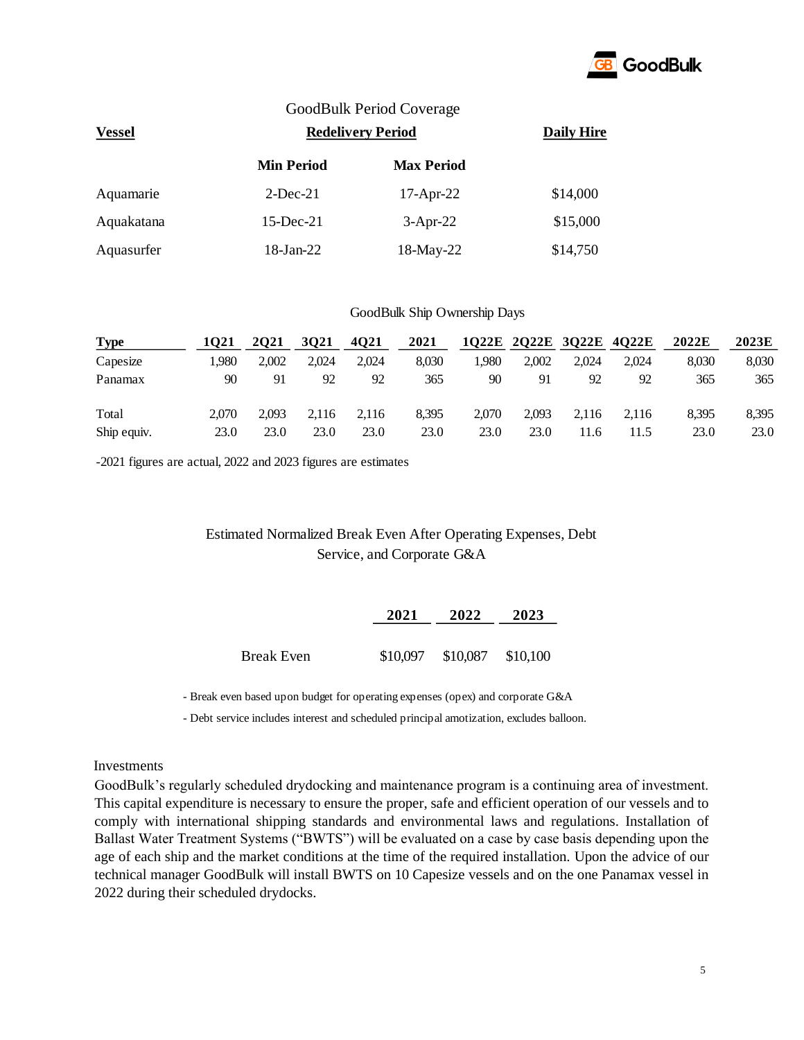## GoodBulk Period Coverage

| Vessel | Redelivery Period | | Daily Hire |
|---|---|---|---|
| | Min Period | Max Period | |
| Aquamarie | 2-Dec-21 | 17-Apr-22 | $14,000 |
| Aquakatana | 15-Dec-21 | 3-Apr-22 | $15,000 |
| Aquasurfer | 18-Jan-22 | 18-May-22 | $14,750 |

## GoodBulk Ship Ownership Days

| Type | 1Q21 | 2Q21 | 3Q21 | 4Q21 | 2021 | 1Q22E | 2Q22E | 3Q22E | 4Q22E | 2022E | 2023E |
|---|---|---|---|---|---|---|---|---|---|---|---|
| Capesize | 1,980 | 2,002 | 2,024 | 2,024 | 8,030 | 1,980 | 2,002 | 2,024 | 2,024 | 8,030 | 8,030 |
| Panamax | 90 | 91 | 92 | 92 | 365 | 90 | 91 | 92 | 92 | 365 | 365 |
| Total | 2,070 | 2,093 | 2,116 | 2,116 | 8,395 | 2,070 | 2,093 | 2,116 | 2,116 | 8,395 | 8,395 |
| Ship equiv. | 23.0 | 23.0 | 23.0 | 23.0 | 23.0 | 23.0 | 23.0 | 11.6 | 11.5 | 23.0 | 23.0 |

-2021 figures are actual, 2022 and 2023 figures are estimates

## Estimated Normalized Break Even After Operating Expenses, Debt Service, and Corporate G&A

| | 2021 | 2022 | 2023 |
|---|---|---|---|
| Break Even | $10,097 | $10,087 | $10,100 |

- Break even based upon budget for operating expenses (opex) and corporate G&A
- Debt service includes interest and scheduled principal amotization, excludes balloon.

Investments

GoodBulk's regularly scheduled drydocking and maintenance program is a continuing area of investment. This capital expenditure is necessary to ensure the proper, safe and efficient operation of our vessels and to comply with international shipping standards and environmental laws and regulations. Installation of Ballast Water Treatment Systems ("BWTS") will be evaluated on a case by case basis depending upon the age of each ship and the market conditions at the time of the required installation. Upon the advice of our technical manager GoodBulk will install BWTS on 10 Capesize vessels and on the one Panamax vessel in 2022 during their scheduled drydocks.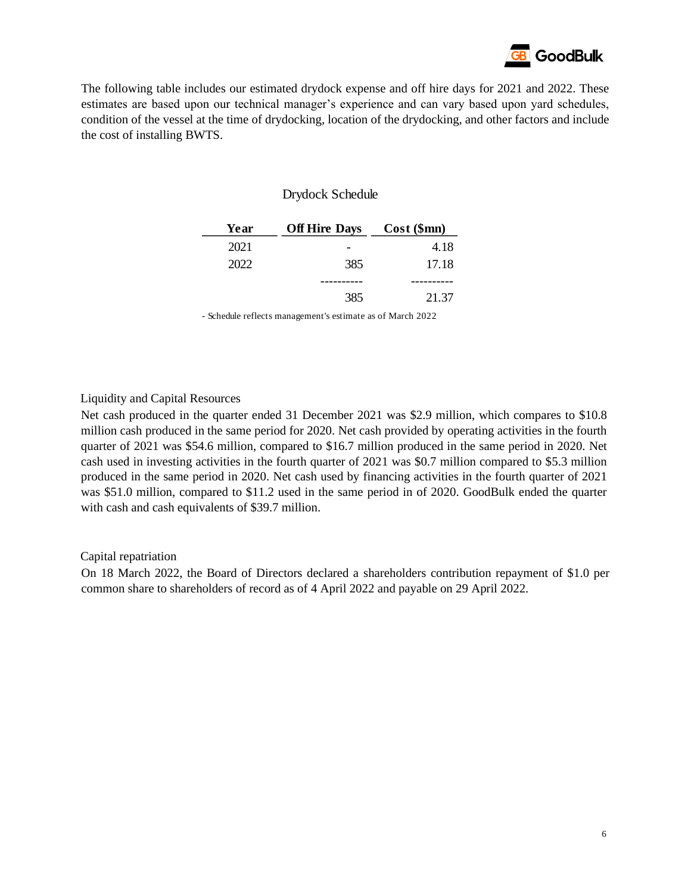The following table includes our estimated drydock expense and off hire days for 2021 and 2022. These estimates are based upon our technical manager's experience and can vary based upon yard schedules, condition of the vessel at the time of drydocking, location of the drydocking, and other factors and include the cost of installing BWTS.

Drydock Schedule

| Year | Off Hire Days | Cost ($mn) |
|---|---|---|
| 2021 | - | 4.18 |
| 2022 | 385 | 17.18 |
| | ---------- | ---------- |
| | 385 | 21.37 |

- Schedule reflects management's estimate as of March 2022

## Liquidity and Capital Resources

Net cash produced in the quarter ended 31 December 2021 was $2.9 million, which compares to $10.8 million cash produced in the same period for 2020. Net cash provided by operating activities in the fourth quarter of 2021 was $54.6 million, compared to $16.7 million produced in the same period in 2020. Net cash used in investing activities in the fourth quarter of 2021 was $0.7 million compared to $5.3 million produced in the same period in 2020. Net cash used by financing activities in the fourth quarter of 2021 was $51.0 million, compared to $11.2 used in the same period in of 2020. GoodBulk ended the quarter with cash and cash equivalents of $39.7 million.

## Capital repatriation

On 18 March 2022, the Board of Directors declared a shareholders contribution repayment of $1.0 per common share to shareholders of record as of 4 April 2022 and payable on 29 April 2022.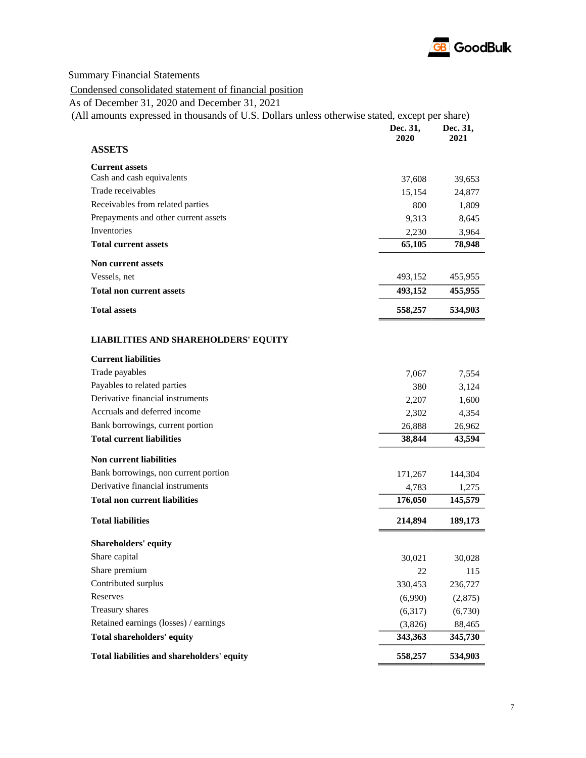Summary Financial Statements

Condensed consolidated statement of financial position

As of December 31, 2020 and December 31, 2021

(All amounts expressed in thousands of U.S. Dollars unless otherwise stated, except per share)

| | Dec. 31, 2020 | Dec. 31, 2021 |
|---|---|---|
| **ASSETS** | | |
| **Current assets** | | |
| Cash and cash equivalents | 37,608 | 39,653 |
| Trade receivables | 15,154 | 24,877 |
| Receivables from related parties | 800 | 1,809 |
| Prepayments and other current assets | 9,313 | 8,645 |
| Inventories | 2,230 | 3,964 |
| **Total current assets** | **65,105** | **78,948** |
| **Non current assets** | | |
| Vessels, net | 493,152 | 455,955 |
| **Total non current assets** | **493,152** | **455,955** |
| **Total assets** | **558,257** | **534,903** |
| **LIABILITIES AND SHAREHOLDERS' EQUITY** | | |
| **Current liabilities** | | |
| Trade payables | 7,067 | 7,554 |
| Payables to related parties | 380 | 3,124 |
| Derivative financial instruments | 2,207 | 1,600 |
| Accruals and deferred income | 2,302 | 4,354 |
| Bank borrowings, current portion | 26,888 | 26,962 |
| **Total current liabilities** | **38,844** | **43,594** |
| **Non current liabilities** | | |
| Bank borrowings, non current portion | 171,267 | 144,304 |
| Derivative financial instruments | 4,783 | 1,275 |
| **Total non current liabilities** | **176,050** | **145,579** |
| **Total liabilities** | **214,894** | **189,173** |
| **Shareholders' equity** | | |
| Share capital | 30,021 | 30,028 |
| Share premium | 22 | 115 |
| Contributed surplus | 330,453 | 236,727 |
| Reserves | (6,990) | (2,875) |
| Treasury shares | (6,317) | (6,730) |
| Retained earnings (losses) / earnings | (3,826) | 88,465 |
| **Total shareholders' equity** | **343,363** | **345,730** |
| **Total liabilities and shareholders' equity** | **558,257** | **534,903** |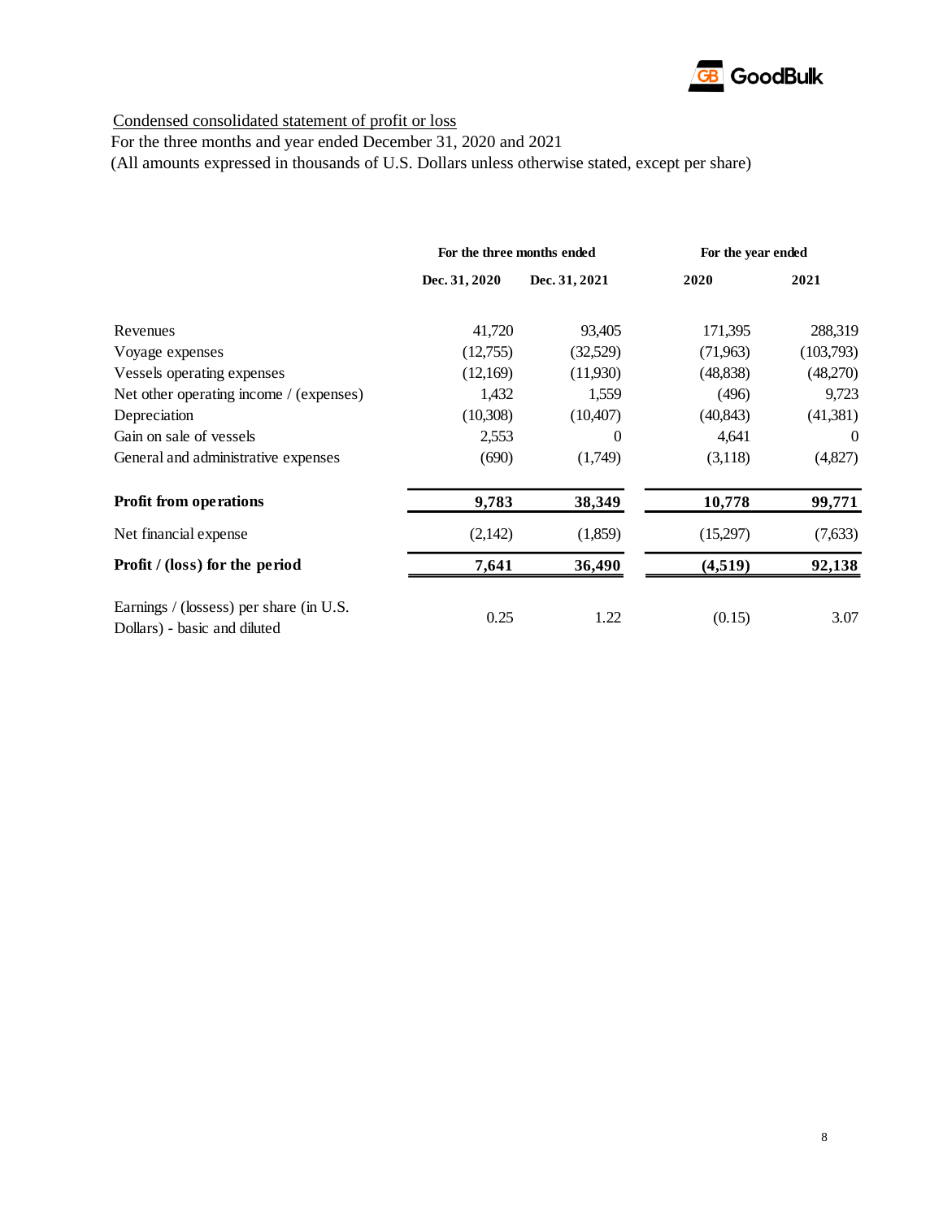Condensed consolidated statement of profit or loss

For the three months and year ended December 31, 2020 and 2021

(All amounts expressed in thousands of U.S. Dollars unless otherwise stated, except per share)

| | For the three months ended | | For the year ended | |
|---|---|---|---|---|
| | Dec. 31, 2020 | Dec. 31, 2021 | 2020 | 2021 |
| Revenues | 41,720 | 93,405 | 171,395 | 288,319 |
| Voyage expenses | (12,755) | (32,529) | (71,963) | (103,793) |
| Vessels operating expenses | (12,169) | (11,930) | (48,838) | (48,270) |
| Net other operating income / (expenses) | 1,432 | 1,559 | (496) | 9,723 |
| Depreciation | (10,308) | (10,407) | (40,843) | (41,381) |
| Gain on sale of vessels | 2,553 | 0 | 4,641 | 0 |
| General and administrative expenses | (690) | (1,749) | (3,118) | (4,827) |
| **Profit from operations** | **9,783** | **38,349** | **10,778** | **99,771** |
| Net financial expense | (2,142) | (1,859) | (15,297) | (7,633) |
| **Profit / (loss) for the period** | **7,641** | **36,490** | **(4,519)** | **92,138** |
| Earnings / (lossess) per share (in U.S. Dollars) - basic and diluted | 0.25 | 1.22 | (0.15) | 3.07 |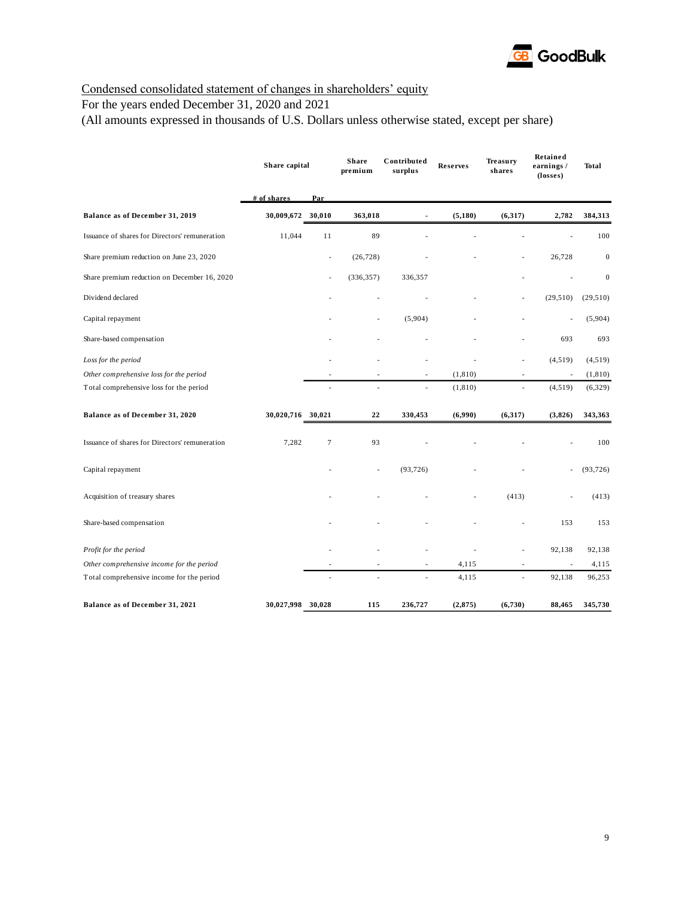Condensed consolidated statement of changes in shareholders' equity

For the years ended December 31, 2020 and 2021

(All amounts expressed in thousands of U.S. Dollars unless otherwise stated, except per share)

| | Share capital | | Share premium | Contributed surplus | Reserves | Treasury shares | Retained earnings / (losses) | Total |
|---|---|---|---|---|---|---|---|---|
| | # of shares | Par | | | | | | |
| **Balance as of December 31, 2019** | **30,009,672** | **30,010** | **363,018** | **-** | **(5,180)** | **(6,317)** | **2,782** | **384,313** |
| Issuance of shares for Directors' remuneration | 11,044 | 11 | 89 | - | - | - | - | 100 |
| Share premium reduction on June 23, 2020 | | - | (26,728) | - | - | - | 26,728 | 0 |
| Share premium reduction on December 16, 2020 | | - | (336,357) | 336,357 | | - | - | 0 |
| Dividend declared | | - | - | - | - | - | (29,510) | (29,510) |
| Capital repayment | | - | - | (5,904) | - | - | - | (5,904) |
| Share-based compensation | | - | - | - | - | - | 693 | 693 |
| *Loss for the period* | | - | - | - | - | - | (4,519) | (4,519) |
| *Other comprehensive loss for the period* | | - | - | - | (1,810) | - | - | (1,810) |
| Total comprehensive loss for the period | | - | - | - | (1,810) | - | (4,519) | (6,329) |
| **Balance as of December 31, 2020** | **30,020,716** | **30,021** | **22** | **330,453** | **(6,990)** | **(6,317)** | **(3,826)** | **343,363** |
| Issuance of shares for Directors' remuneration | 7,282 | 7 | 93 | - | - | - | - | 100 |
| Capital repayment | | - | - | (93,726) | - | - | - | (93,726) |
| Acquisition of treasury shares | | - | - | - | - | (413) | - | (413) |
| Share-based compensation | | - | - | - | - | - | 153 | 153 |
| *Profit for the period* | | - | - | - | - | - | 92,138 | 92,138 |
| *Other comprehensive income for the period* | | - | - | - | 4,115 | - | - | 4,115 |
| Total comprehensive income for the period | | - | - | - | 4,115 | - | 92,138 | 96,253 |
| **Balance as of December 31, 2021** | **30,027,998** | **30,028** | **115** | **236,727** | **(2,875)** | **(6,730)** | **88,465** | **345,730** |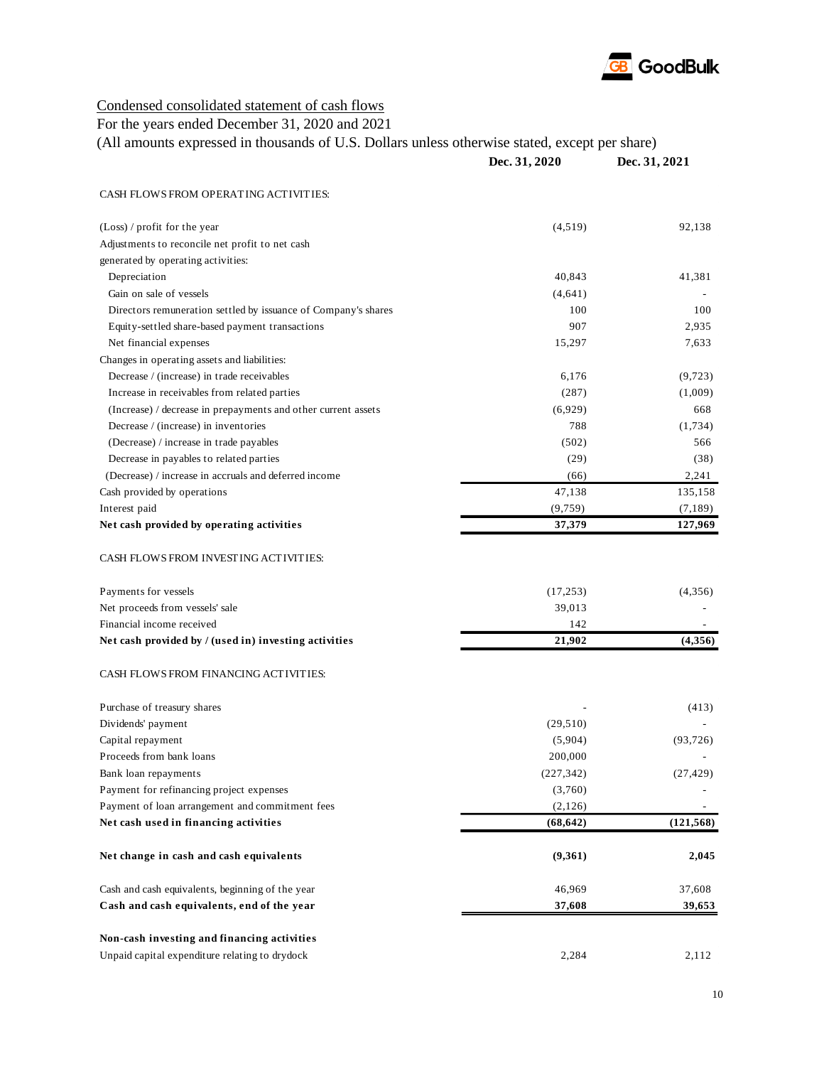## Condensed consolidated statement of cash flows

For the years ended December 31, 2020 and 2021

(All amounts expressed in thousands of U.S. Dollars unless otherwise stated, except per share)

| | Dec. 31, 2020 | Dec. 31, 2021 |
|---|---|---|
| CASH FLOWS FROM OPERATING ACTIVITIES: | | |
| (Loss) / profit for the year | (4,519) | 92,138 |
| Adjustments to reconcile net profit to net cash generated by operating activities: | | |
| Depreciation | 40,843 | 41,381 |
| Gain on sale of vessels | (4,641) | - |
| Directors remuneration settled by issuance of Company's shares | 100 | 100 |
| Equity-settled share-based payment transactions | 907 | 2,935 |
| Net financial expenses | 15,297 | 7,633 |
| Changes in operating assets and liabilities: | | |
| Decrease / (increase) in trade receivables | 6,176 | (9,723) |
| Increase in receivables from related parties | (287) | (1,009) |
| (Increase) / decrease in prepayments and other current assets | (6,929) | 668 |
| Decrease / (increase) in inventories | 788 | (1,734) |
| (Decrease) / increase in trade payables | (502) | 566 |
| Decrease in payables to related parties | (29) | (38) |
| (Decrease) / increase in accruals and deferred income | (66) | 2,241 |
| Cash provided by operations | 47,138 | 135,158 |
| Interest paid | (9,759) | (7,189) |
| **Net cash provided by operating activities** | **37,379** | **127,969** |
| CASH FLOWS FROM INVESTING ACTIVITIES: | | |
| Payments for vessels | (17,253) | (4,356) |
| Net proceeds from vessels' sale | 39,013 | - |
| Financial income received | 142 | - |
| **Net cash provided by / (used in) investing activities** | **21,902** | **(4,356)** |
| CASH FLOWS FROM FINANCING ACTIVITIES: | | |
| Purchase of treasury shares | - | (413) |
| Dividends' payment | (29,510) | - |
| Capital repayment | (5,904) | (93,726) |
| Proceeds from bank loans | 200,000 | - |
| Bank loan repayments | (227,342) | (27,429) |
| Payment for refinancing project expenses | (3,760) | - |
| Payment of loan arrangement and commitment fees | (2,126) | - |
| **Net cash used in financing activities** | **(68,642)** | **(121,568)** |
| **Net change in cash and cash equivalents** | **(9,361)** | **2,045** |
| Cash and cash equivalents, beginning of the year | 46,969 | 37,608 |
| **Cash and cash equivalents, end of the year** | **37,608** | **39,653** |
| **Non-cash investing and financing activities** | | |
| Unpaid capital expenditure relating to drydock | 2,284 | 2,112 |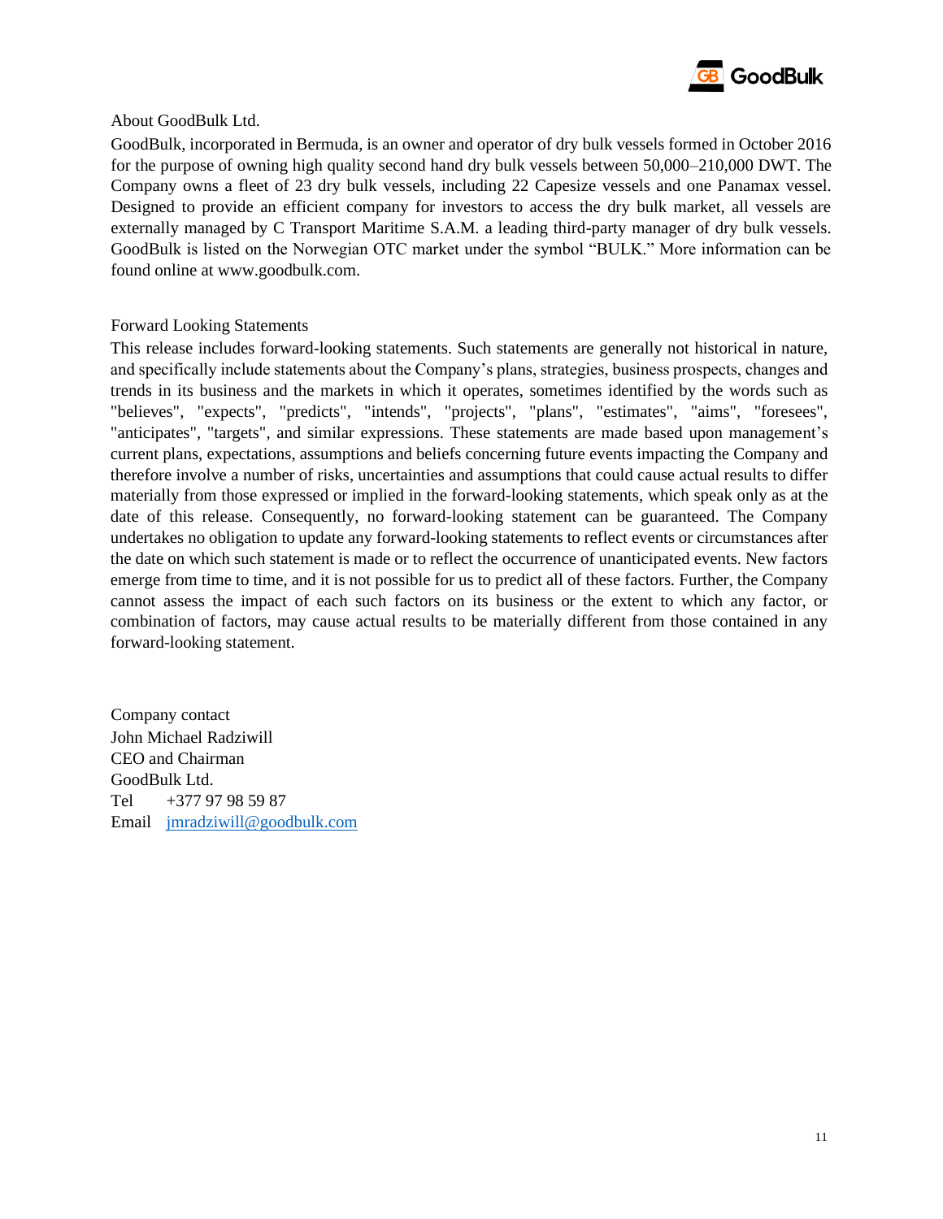About GoodBulk Ltd.

GoodBulk, incorporated in Bermuda, is an owner and operator of dry bulk vessels formed in October 2016 for the purpose of owning high quality second hand dry bulk vessels between 50,000–210,000 DWT. The Company owns a fleet of 23 dry bulk vessels, including 22 Capesize vessels and one Panamax vessel. Designed to provide an efficient company for investors to access the dry bulk market, all vessels are externally managed by C Transport Maritime S.A.M. a leading third-party manager of dry bulk vessels. GoodBulk is listed on the Norwegian OTC market under the symbol "BULK." More information can be found online at www.goodbulk.com.

Forward Looking Statements

This release includes forward-looking statements. Such statements are generally not historical in nature, and specifically include statements about the Company's plans, strategies, business prospects, changes and trends in its business and the markets in which it operates, sometimes identified by the words such as "believes", "expects", "predicts", "intends", "projects", "plans", "estimates", "aims", "foresees", "anticipates", "targets", and similar expressions. These statements are made based upon management's current plans, expectations, assumptions and beliefs concerning future events impacting the Company and therefore involve a number of risks, uncertainties and assumptions that could cause actual results to differ materially from those expressed or implied in the forward-looking statements, which speak only as at the date of this release. Consequently, no forward-looking statement can be guaranteed. The Company undertakes no obligation to update any forward-looking statements to reflect events or circumstances after the date on which such statement is made or to reflect the occurrence of unanticipated events. New factors emerge from time to time, and it is not possible for us to predict all of these factors. Further, the Company cannot assess the impact of each such factors on its business or the extent to which any factor, or combination of factors, may cause actual results to be materially different from those contained in any forward-looking statement.

Company contact
John Michael Radziwill
CEO and Chairman
GoodBulk Ltd.
Tel +377 97 98 59 87
Email jmradziwill@goodbulk.com